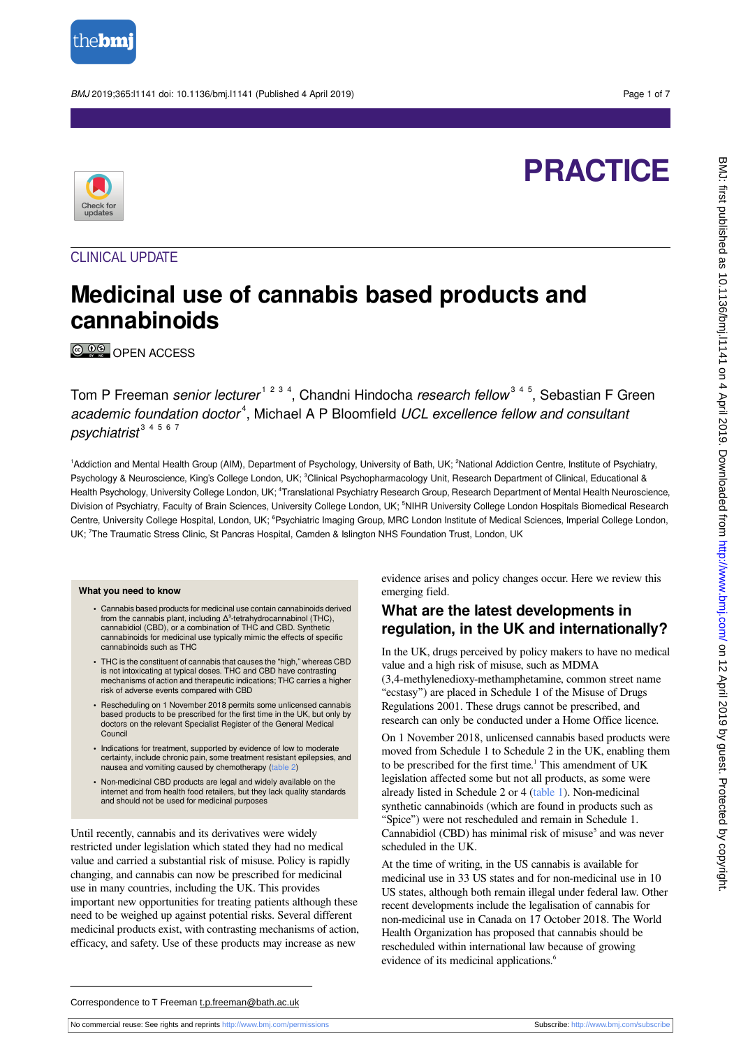PRACTICE

CLINICAL UPDATE

# Medicinal use of cannabis based products and cannabinoids

OPEN ACCESS

Tom P Freeman *senior lecturer* [1,2,3,4], Chandni Hindocha *research fellow* [3,4,5], Sebastian F Green *academic foundation doctor* [4], Michael A P Bloomfield *UCL excellence fellow and consultant psychiatrist* [3,4,5,6,7]

[1]Addiction and Mental Health Group (AIM), Department of Psychology, University of Bath, UK; [2]National Addiction Centre, Institute of Psychiatry, Psychology & Neuroscience, King's College London, UK; [3]Clinical Psychopharmacology Unit, Research Department of Clinical, Educational & Health Psychology, University College London, UK; [4]Translational Psychiatry Research Group, Research Department of Mental Health Neuroscience, Division of Psychiatry, Faculty of Brain Sciences, University College London, UK; [5]NIHR University College London Hospitals Biomedical Research Centre, University College Hospital, London, UK; [6]Psychiatric Imaging Group, MRC London Institute of Medical Sciences, Imperial College London, UK; [7]The Traumatic Stress Clinic, St Pancras Hospital, Camden & Islington NHS Foundation Trust, London, UK

**What you need to know**

- Cannabis based products for medicinal use contain cannabinoids derived from the cannabis plant, including $\Delta^9$-tetrahydrocannabinol (THC), cannabidiol (CBD), or a combination of THC and CBD. Synthetic cannabinoids for medicinal use typically mimic the effects of specific cannabinoids such as THC
- THC is the constituent of cannabis that causes the "high," whereas CBD is not intoxicating at typical doses. THC and CBD have contrasting mechanisms of action and therapeutic indications; THC carries a higher risk of adverse events compared with CBD
- Rescheduling on 1 November 2018 permits some unlicensed cannabis based products to be prescribed for the first time in the UK, but only by doctors on the relevant Specialist Register of the General Medical Council
- Indications for treatment, supported by evidence of low to moderate certainty, include chronic pain, some treatment resistant epilepsies, and nausea and vomiting caused by chemotherapy (table 2)
- Non-medicinal CBD products are legal and widely available on the internet and from health food retailers, but they lack quality standards and should not be used for medicinal purposes

Until recently, cannabis and its derivatives were widely restricted under legislation which stated they had no medical value and carried a substantial risk of misuse. Policy is rapidly changing, and cannabis can now be prescribed for medicinal use in many countries, including the UK. This provides important new opportunities for treating patients although these need to be weighed up against potential risks. Several different medicinal products exist, with contrasting mechanisms of action, efficacy, and safety. Use of these products may increase as new evidence arises and policy changes occur. Here we review this emerging field.

## What are the latest developments in regulation, in the UK and internationally?

In the UK, drugs perceived by policy makers to have no medical value and a high risk of misuse, such as MDMA (3,4-methylenedioxy-methamphetamine, common street name "ecstasy") are placed in Schedule 1 of the Misuse of Drugs Regulations 2001. These drugs cannot be prescribed, and research can only be conducted under a Home Office licence.

On 1 November 2018, unlicensed cannabis based products were moved from Schedule 1 to Schedule 2 in the UK, enabling them to be prescribed for the first time.[1] This amendment of UK legislation affected some but not all products, as some were already listed in Schedule 2 or 4 (table 1). Non-medicinal synthetic cannabinoids (which are found in products such as "Spice") were not rescheduled and remain in Schedule 1. Cannabidiol (CBD) has minimal risk of misuse[5] and was never scheduled in the UK.

At the time of writing, in the US cannabis is available for medicinal use in 33 US states and for non-medicinal use in 10 US states, although both remain illegal under federal law. Other recent developments include the legalisation of cannabis for non-medicinal use in Canada on 17 October 2018. The World Health Organization has proposed that cannabis should be rescheduled within international law because of growing evidence of its medicinal applications.[6]

Correspondence to T Freeman t.p.freeman@bath.ac.uk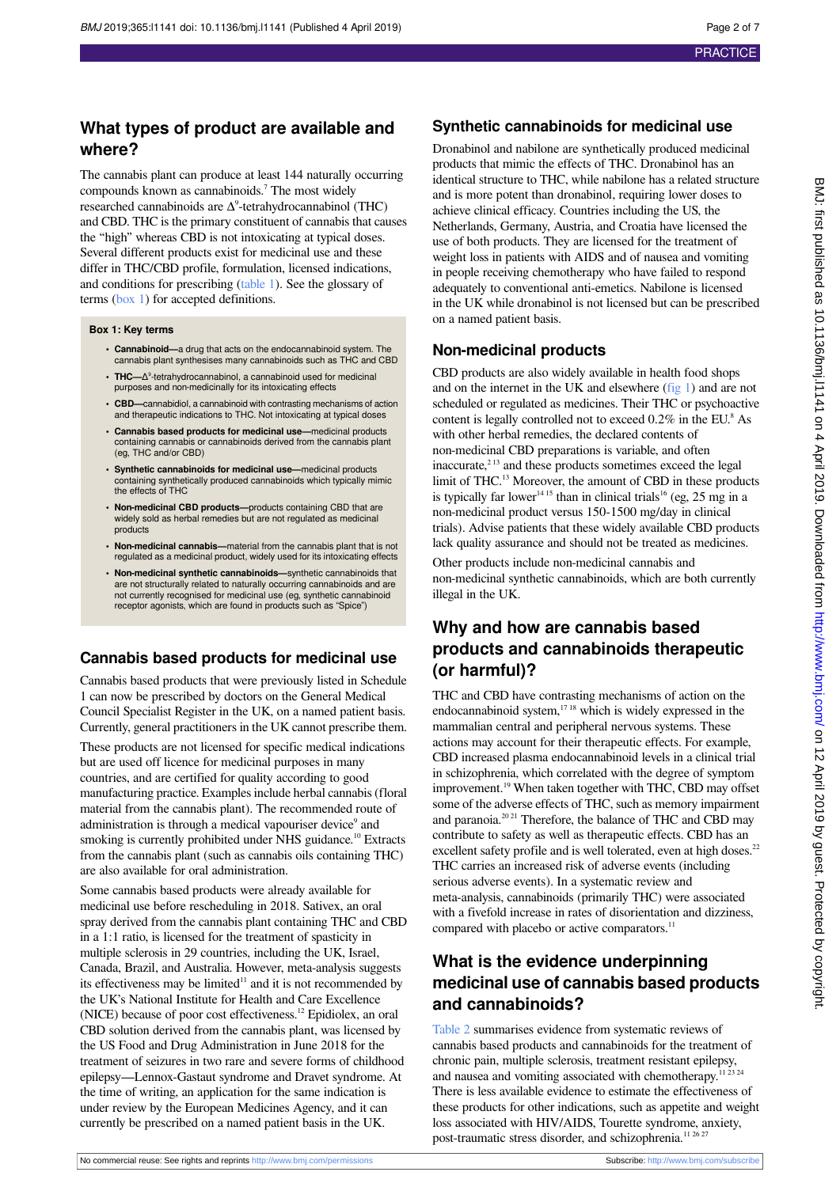## What types of product are available and where?

The cannabis plant can produce at least 144 naturally occurring compounds known as cannabinoids.[7] The most widely researched cannabinoids are $\Delta^9$-tetrahydrocannabinol (THC) and CBD. THC is the primary constituent of cannabis that causes the "high" whereas CBD is not intoxicating at typical doses. Several different products exist for medicinal use and these differ in THC/CBD profile, formulation, licensed indications, and conditions for prescribing (table 1). See the glossary of terms (box 1) for accepted definitions.

**Box 1: Key terms**

- **Cannabinoid—**a drug that acts on the endocannabinoid system. The cannabis plant synthesises many cannabinoids such as THC and CBD
- **THC—**$\Delta^9$-tetrahydrocannabinol, a cannabinoid used for medicinal purposes and non-medicinally for its intoxicating effects
- **CBD—**cannabidiol, a cannabinoid with contrasting mechanisms of action and therapeutic indications to THC. Not intoxicating at typical doses
- **Cannabis based products for medicinal use—**medicinal products containing cannabis or cannabinoids derived from the cannabis plant (eg, THC and/or CBD)
- **Synthetic cannabinoids for medicinal use—**medicinal products containing synthetically produced cannabinoids which typically mimic the effects of THC
- **Non-medicinal CBD products—**products containing CBD that are widely sold as herbal remedies but are not regulated as medicinal products
- **Non-medicinal cannabis—**material from the cannabis plant that is not regulated as a medicinal product, widely used for its intoxicating effects
- **Non-medicinal synthetic cannabinoids—**synthetic cannabinoids that are not structurally related to naturally occurring cannabinoids and are not currently recognised for medicinal use (eg, synthetic cannabinoid receptor agonists, which are found in products such as "Spice")

## Cannabis based products for medicinal use

Cannabis based products that were previously listed in Schedule 1 can now be prescribed by doctors on the General Medical Council Specialist Register in the UK, on a named patient basis. Currently, general practitioners in the UK cannot prescribe them.

These products are not licensed for specific medical indications but are used off licence for medicinal purposes in many countries, and are certified for quality according to good manufacturing practice. Examples include herbal cannabis (floral material from the cannabis plant). The recommended route of administration is through a medical vapouriser device[9] and smoking is currently prohibited under NHS guidance.[10] Extracts from the cannabis plant (such as cannabis oils containing THC) are also available for oral administration.

Some cannabis based products were already available for medicinal use before rescheduling in 2018. Sativex, an oral spray derived from the cannabis plant containing THC and CBD in a 1:1 ratio, is licensed for the treatment of spasticity in multiple sclerosis in 29 countries, including the UK, Israel, Canada, Brazil, and Australia. However, meta-analysis suggests its effectiveness may be limited[11] and it is not recommended by the UK's National Institute for Health and Care Excellence (NICE) because of poor cost effectiveness.[12] Epidiolex, an oral CBD solution derived from the cannabis plant, was licensed by the US Food and Drug Administration in June 2018 for the treatment of seizures in two rare and severe forms of childhood epilepsy—Lennox-Gastaut syndrome and Dravet syndrome. At the time of writing, an application for the same indication is under review by the European Medicines Agency, and it can currently be prescribed on a named patient basis in the UK.

## Synthetic cannabinoids for medicinal use

Dronabinol and nabilone are synthetically produced medicinal products that mimic the effects of THC. Dronabinol has an identical structure to THC, while nabilone has a related structure and is more potent than dronabinol, requiring lower doses to achieve clinical efficacy. Countries including the US, the Netherlands, Germany, Austria, and Croatia have licensed the use of both products. They are licensed for the treatment of weight loss in patients with AIDS and of nausea and vomiting in people receiving chemotherapy who have failed to respond adequately to conventional anti-emetics. Nabilone is licensed in the UK while dronabinol is not licensed but can be prescribed on a named patient basis.

## Non-medicinal products

CBD products are also widely available in health food shops and on the internet in the UK and elsewhere (fig 1) and are not scheduled or regulated as medicines. Their THC or psychoactive content is legally controlled not to exceed 0.2% in the EU.[8] As with other herbal remedies, the declared contents of non-medicinal CBD preparations is variable, and often inaccurate,[2,13] and these products sometimes exceed the legal limit of THC.[13] Moreover, the amount of CBD in these products is typically far lower[14,15] than in clinical trials[16] (eg, 25 mg in a non-medicinal product versus 150-1500 mg/day in clinical trials). Advise patients that these widely available CBD products lack quality assurance and should not be treated as medicines.

Other products include non-medicinal cannabis and non-medicinal synthetic cannabinoids, which are both currently illegal in the UK.

## Why and how are cannabis based products and cannabinoids therapeutic (or harmful)?

THC and CBD have contrasting mechanisms of action on the endocannabinoid system,[17,18] which is widely expressed in the mammalian central and peripheral nervous systems. These actions may account for their therapeutic effects. For example, CBD increased plasma endocannabinoid levels in a clinical trial in schizophrenia, which correlated with the degree of symptom improvement.[19] When taken together with THC, CBD may offset some of the adverse effects of THC, such as memory impairment and paranoia.[20,21] Therefore, the balance of THC and CBD may contribute to safety as well as therapeutic effects. CBD has an excellent safety profile and is well tolerated, even at high doses.[22] THC carries an increased risk of adverse events (including serious adverse events). In a systematic review and meta-analysis, cannabinoids (primarily THC) were associated with a fivefold increase in rates of disorientation and dizziness, compared with placebo or active comparators.[11]

## What is the evidence underpinning medicinal use of cannabis based products and cannabinoids?

Table 2 summarises evidence from systematic reviews of cannabis based products and cannabinoids for the treatment of chronic pain, multiple sclerosis, treatment resistant epilepsy, and nausea and vomiting associated with chemotherapy.[11,23,24] There is less available evidence to estimate the effectiveness of these products for other indications, such as appetite and weight loss associated with HIV/AIDS, Tourette syndrome, anxiety, post-traumatic stress disorder, and schizophrenia.[11,26,27]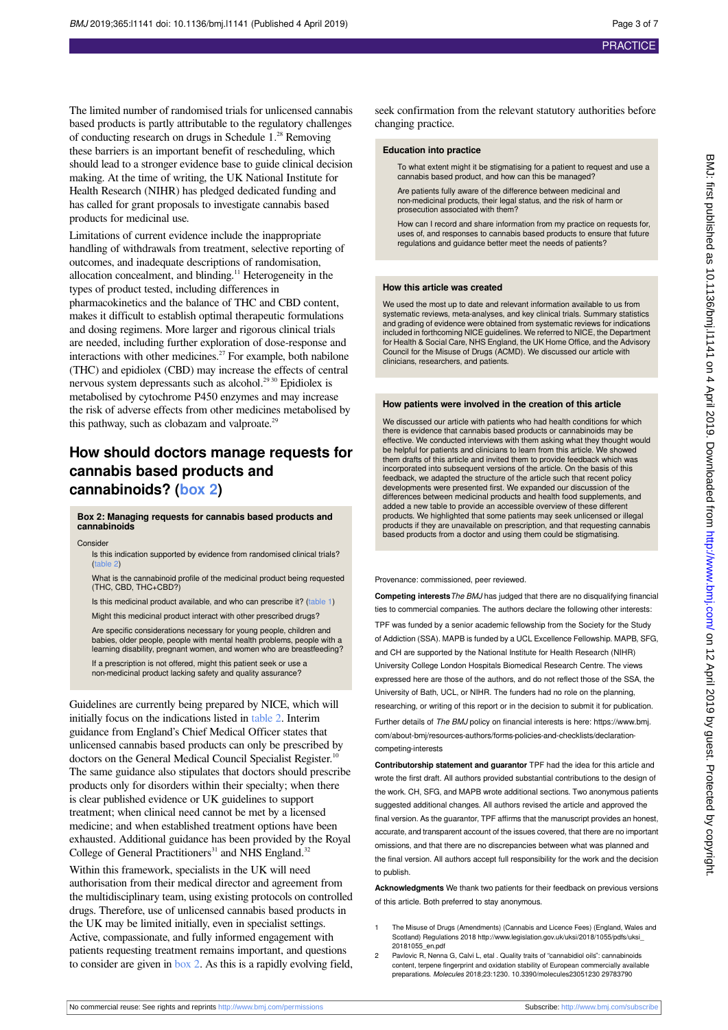The limited number of randomised trials for unlicensed cannabis based products is partly attributable to the regulatory challenges of conducting research on drugs in Schedule 1.[28] Removing these barriers is an important benefit of rescheduling, which should lead to a stronger evidence base to guide clinical decision making. At the time of writing, the UK National Institute for Health Research (NIHR) has pledged dedicated funding and has called for grant proposals to investigate cannabis based products for medicinal use.

Limitations of current evidence include the inappropriate handling of withdrawals from treatment, selective reporting of outcomes, and inadequate descriptions of randomisation, allocation concealment, and blinding.[11] Heterogeneity in the types of product tested, including differences in pharmacokinetics and the balance of THC and CBD content, makes it difficult to establish optimal therapeutic formulations and dosing regimens. More larger and rigorous clinical trials are needed, including further exploration of dose-response and interactions with other medicines.[27] For example, both nabilone (THC) and epidiolex (CBD) may increase the effects of central nervous system depressants such as alcohol.[29,30] Epidiolex is metabolised by cytochrome P450 enzymes and may increase the risk of adverse effects from other medicines metabolised by this pathway, such as clobazam and valproate.[29]

## How should doctors manage requests for cannabis based products and cannabinoids? (box 2)

**Box 2: Managing requests for cannabis based products and cannabinoids**

Consider

- Is this indication supported by evidence from randomised clinical trials? (table 2)
- What is the cannabinoid profile of the medicinal product being requested (THC, CBD, THC+CBD?)
- Is this medicinal product available, and who can prescribe it? (table 1)
- Might this medicinal product interact with other prescribed drugs?
- Are specific considerations necessary for young people, children and babies, older people, people with mental health problems, people with a learning disability, pregnant women, and women who are breastfeeding?
- If a prescription is not offered, might this patient seek or use a non-medicinal product lacking safety and quality assurance?

Guidelines are currently being prepared by NICE, which will initially focus on the indications listed in table 2. Interim guidance from England's Chief Medical Officer states that unlicensed cannabis based products can only be prescribed by doctors on the General Medical Council Specialist Register.[10] The same guidance also stipulates that doctors should prescribe products only for disorders within their specialty; when there is clear published evidence or UK guidelines to support treatment; when clinical need cannot be met by a licensed medicine; and when established treatment options have been exhausted. Additional guidance has been provided by the Royal College of General Practitioners[31] and NHS England.[32]

Within this framework, specialists in the UK will need authorisation from their medical director and agreement from the multidisciplinary team, using existing protocols on controlled drugs. Therefore, use of unlicensed cannabis based products in the UK may be limited initially, even in specialist settings. Active, compassionate, and fully informed engagement with patients requesting treatment remains important, and questions to consider are given in box 2. As this is a rapidly evolving field, seek confirmation from the relevant statutory authorities before changing practice.

**Education into practice**

- To what extent might it be stigmatising for a patient to request and use a cannabis based product, and how can this be managed?
- Are patients fully aware of the difference between medicinal and non-medicinal products, their legal status, and the risk of harm or prosecution associated with them?
- How can I record and share information from my practice on requests for, uses of, and responses to cannabis based products to ensure that future regulations and guidance better meet the needs of patients?

**How this article was created**

We used the most up to date and relevant information available to us from systematic reviews, meta-analyses, and key clinical trials. Summary statistics and grading of evidence were obtained from systematic reviews for indications included in forthcoming NICE guidelines. We referred to NICE, the Department for Health & Social Care, NHS England, the UK Home Office, and the Advisory Council for the Misuse of Drugs (ACMD). We discussed our article with clinicians, researchers, and patients.

**How patients were involved in the creation of this article**

We discussed our article with patients who had health conditions for which there is evidence that cannabis based products or cannabinoids may be effective. We conducted interviews with them asking what they thought would be helpful for patients and clinicians to learn from this article. We showed them drafts of this article and invited them to provide feedback which was incorporated into subsequent versions of the article. On the basis of this feedback, we adapted the structure of the article such that recent policy developments were presented first. We expanded our discussion of the differences between medicinal products and health food supplements, and added a new table to provide an accessible overview of these different products. We highlighted that some patients may seek unlicensed or illegal products if they are unavailable on prescription, and that requesting cannabis based products from a doctor and using them could be stigmatising.

Provenance: commissioned, peer reviewed.

**Competing interests** *The BMJ* has judged that there are no disqualifying financial ties to commercial companies. The authors declare the following other interests: TPF was funded by a senior academic fellowship from the Society for the Study of Addiction (SSA). MAPB is funded by a UCL Excellence Fellowship. MAPB, SFG, and CH are supported by the National Institute for Health Research (NIHR) University College London Hospitals Biomedical Research Centre. The views expressed here are those of the authors, and do not reflect those of the SSA, the University of Bath, UCL, or NIHR. The funders had no role on the planning, researching, or writing of this report or in the decision to submit it for publication.

Further details of *The BMJ* policy on financial interests is here: https://www.bmj.com/about-bmj/resources-authors/forms-policies-and-checklists/declaration-competing-interests

**Contributorship statement and guarantor** TPF had the idea for this article and wrote the first draft. All authors provided substantial contributions to the design of the work. CH, SFG, and MAPB wrote additional sections. Two anonymous patients suggested additional changes. All authors revised the article and approved the final version. As the guarantor, TPF affirms that the manuscript provides an honest, accurate, and transparent account of the issues covered, that there are no important omissions, and that there are no discrepancies between what was planned and the final version. All authors accept full responsibility for the work and the decision to publish.

**Acknowledgments** We thank two patients for their feedback on previous versions of this article. Both preferred to stay anonymous.

1. The Misuse of Drugs (Amendments) (Cannabis and Licence Fees) (England, Wales and Scotland) Regulations 2018 http://www.legislation.gov.uk/uksi/2018/1055/pdfs/uksi_20181055_en.pdf
2. Pavlovic R, Nenna G, Calvi L, etal . Quality traits of "cannabidiol oils": cannabinoids content, terpene fingerprint and oxidation stability of European commercially available preparations. *Molecules* 2018;23:1230. 10.3390/molecules23051230 29783790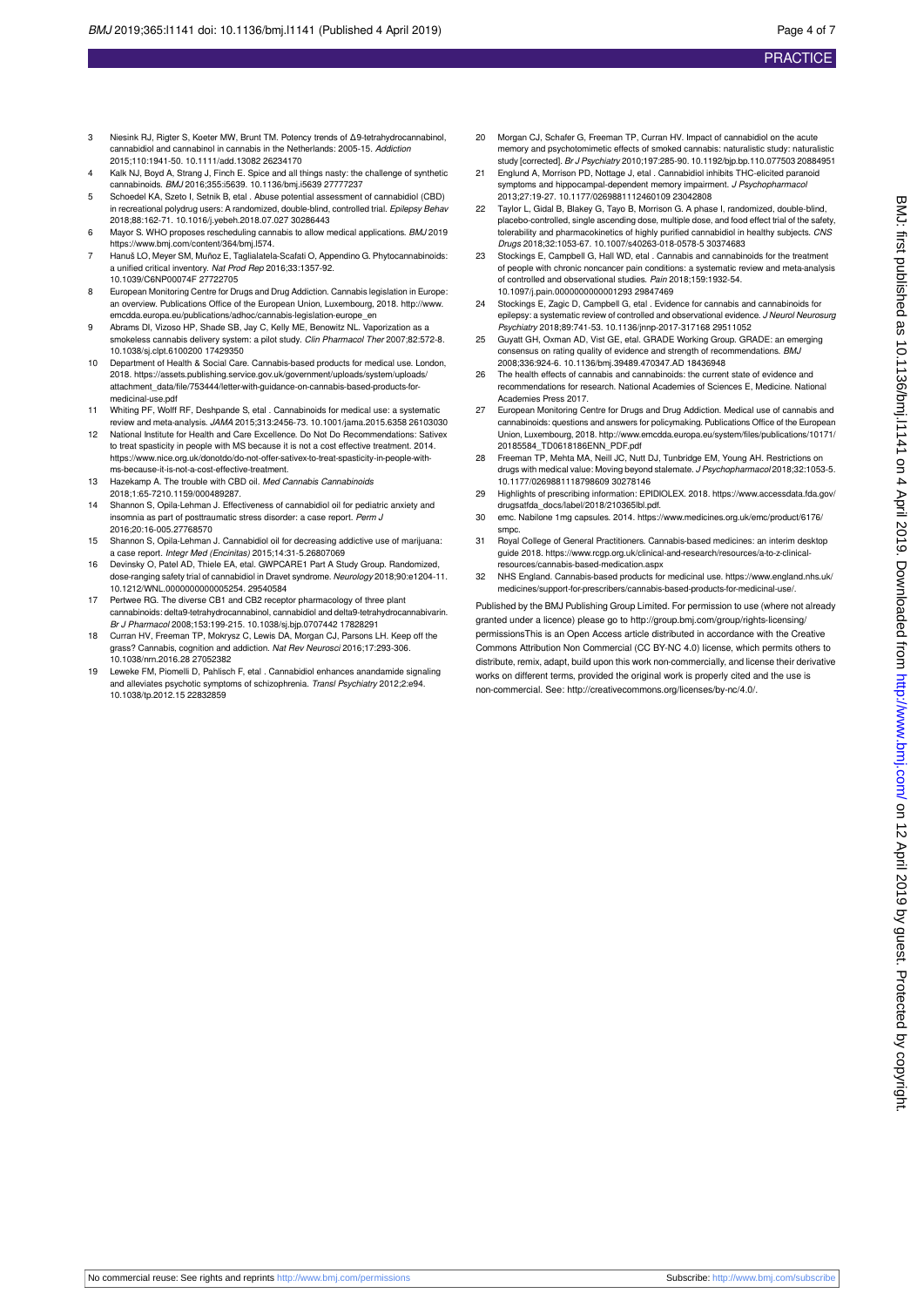3. Niesink RJ, Rigter S, Koeter MW, Brunt TM. Potency trends of Δ9-tetrahydrocannabinol, cannabidiol and cannabinol in cannabis in the Netherlands: 2005-15. *Addiction* 2015;110:1941-50. 10.1111/add.13082 26234170
4. Kalk NJ, Boyd A, Strang J, Finch E. Spice and all things nasty: the challenge of synthetic cannabinoids. *BMJ* 2016;355:i5639. 10.1136/bmj.i5639 27777237
5. Schoedel KA, Szeto I, Setnik B, etal . Abuse potential assessment of cannabidiol (CBD) in recreational polydrug users: A randomized, double-blind, controlled trial. *Epilepsy Behav* 2018;88:162-71. 10.1016/j.yebeh.2018.07.027 30286443
6. Mayor S. WHO proposes rescheduling cannabis to allow medical applications. *BMJ* 2019 https://www.bmj.com/content/364/bmj.l574.
7. Hanuš LO, Meyer SM, Muñoz E, Taglialatela-Scafati O, Appendino G. Phytocannabinoids: a unified critical inventory. *Nat Prod Rep* 2016;33:1357-92. 10.1039/C6NP00074F 27722705
8. European Monitoring Centre for Drugs and Drug Addiction. Cannabis legislation in Europe: an overview. Publications Office of the European Union, Luxembourg, 2018. http://www.emcdda.europa.eu/publications/adhoc/cannabis-legislation-europe_en
9. Abrams DI, Vizoso HP, Shade SB, Jay C, Kelly ME, Benowitz NL. Vaporization as a smokeless cannabis delivery system: a pilot study. *Clin Pharmacol Ther* 2007;82:572-8. 10.1038/sj.clpt.6100200 17429350
10. Department of Health & Social Care. Cannabis-based products for medical use. London, 2018. https://assets.publishing.service.gov.uk/government/uploads/system/uploads/attachment_data/file/753444/letter-with-guidance-on-cannabis-based-products-for-medicinal-use.pdf
11. Whiting PF, Wolff RF, Deshpande S, etal . Cannabinoids for medical use: a systematic review and meta-analysis. *JAMA* 2015;313:2456-73. 10.1001/jama.2015.6358 26103030
12. National Institute for Health and Care Excellence. Do Not Do Recommendations: Sativex to treat spasticity in people with MS because it is not a cost effective treatment. 2014. https://www.nice.org.uk/donotdo/do-not-offer-sativex-to-treat-spasticity-in-people-with-ms-because-it-is-not-a-cost-effective-treatment.
13. Hazekamp A. The trouble with CBD oil. *Med Cannabis Cannabinoids* 2018;1:65-7210.1159/000489287.
14. Shannon S, Opila-Lehman J. Effectiveness of cannabidiol oil for pediatric anxiety and insomnia as part of posttraumatic stress disorder: a case report. *Perm J* 2016;20:16-005.27768570
15. Shannon S, Opila-Lehman J. Cannabidiol oil for decreasing addictive use of marijuana: a case report. *Integr Med (Encinitas)* 2015;14:31-5.26807069
16. Devinsky O, Patel AD, Thiele EA, etal. GWPCARE1 Part A Study Group. Randomized, dose-ranging safety trial of cannabidiol in Dravet syndrome. *Neurology* 2018;90:e1204-11. 10.1212/WNL.0000000000005254. 29540584
17. Pertwee RG. The diverse CB1 and CB2 receptor pharmacology of three plant cannabinoids: delta9-tetrahydrocannabinol, cannabidiol and delta9-tetrahydrocannabivarin. *Br J Pharmacol* 2008;153:199-215. 10.1038/sj.bjp.0707442 17828291
18. Curran HV, Freeman TP, Mokrysz C, Lewis DA, Morgan CJ, Parsons LH. Keep off the grass? Cannabis, cognition and addiction. *Nat Rev Neurosci* 2016;17:293-306. 10.1038/nrn.2016.28 27052382
19. Leweke FM, Piomelli D, Pahlisch F, etal . Cannabidiol enhances anandamide signaling and alleviates psychotic symptoms of schizophrenia. *Transl Psychiatry* 2012;2:e94. 10.1038/tp.2012.15 22832859
20. Morgan CJ, Schafer G, Freeman TP, Curran HV. Impact of cannabidiol on the acute memory and psychotomimetic effects of smoked cannabis: naturalistic study: naturalistic study [corrected]. *Br J Psychiatry* 2010;197:285-90. 10.1192/bjp.bp.110.077503 20884951
21. Englund A, Morrison PD, Nottage J, etal . Cannabidiol inhibits THC-elicited paranoid symptoms and hippocampal-dependent memory impairment. *J Psychopharmacol* 2013;27:19-27. 10.1177/0269881112460109 23042808
22. Taylor L, Gidal B, Blakey G, Tayo B, Morrison G. A phase I, randomized, double-blind, placebo-controlled, single ascending dose, multiple dose, and food effect trial of the safety, tolerability and pharmacokinetics of highly purified cannabidiol in healthy subjects. *CNS Drugs* 2018;32:1053-67. 10.1007/s40263-018-0578-5 30374683
23. Stockings E, Campbell G, Hall WD, etal . Cannabis and cannabinoids for the treatment of people with chronic noncancer pain conditions: a systematic review and meta-analysis of controlled and observational studies. *Pain* 2018;159:1932-54. 10.1097/j.pain.0000000000001293 29847469
24. Stockings E, Zagic D, Campbell G, etal . Evidence for cannabis and cannabinoids for epilepsy: a systematic review of controlled and observational evidence. *J Neurol Neurosurg Psychiatry* 2018;89:741-53. 10.1136/jnnp-2017-317168 29511052
25. Guyatt GH, Oxman AD, Vist GE, etal. GRADE Working Group. GRADE: an emerging consensus on rating quality of evidence and strength of recommendations. *BMJ* 2008;336:924-6. 10.1136/bmj.39489.470347.AD 18436948
26. The health effects of cannabis and cannabinoids: the current state of evidence and recommendations for research. National Academies of Sciences E, Medicine. National Academies Press 2017.
27. European Monitoring Centre for Drugs and Drug Addiction. Medical use of cannabis and cannabinoids: questions and answers for policymaking. Publications Office of the European Union, Luxembourg, 2018. http://www.emcdda.europa.eu/system/files/publications/10171/20185584_TD0618186ENN_PDF.pdf
28. Freeman TP, Mehta MA, Neill JC, Nutt DJ, Tunbridge EM, Young AH. Restrictions on drugs with medical value: Moving beyond stalemate. *J Psychopharmacol* 2018;32:1053-5. 10.1177/0269881118798609 30278146
29. Highlights of prescribing information: EPIDIOLEX. 2018. https://www.accessdata.fda.gov/drugsatfda_docs/label/2018/210365lbl.pdf.
30. emc. Nabilone 1mg capsules. 2014. https://www.medicines.org.uk/emc/product/6176/smpc.
31. Royal College of General Practitioners. Cannabis-based medicines: an interim desktop guide 2018. https://www.rcgp.org.uk/clinical-and-research/resources/a-to-z-clinical-resources/cannabis-based-medication.aspx
32. NHS England. Cannabis-based products for medicinal use. https://www.england.nhs.uk/medicines/support-for-prescribers/cannabis-based-products-for-medicinal-use/.

Published by the BMJ Publishing Group Limited. For permission to use (where not already granted under a licence) please go to http://group.bmj.com/group/rights-licensing/permissionsThis is an Open Access article distributed in accordance with the Creative Commons Attribution Non Commercial (CC BY-NC 4.0) license, which permits others to distribute, remix, adapt, build upon this work non-commercially, and license their derivative works on different terms, provided the original work is properly cited and the use is non-commercial. See: http://creativecommons.org/licenses/by-nc/4.0/.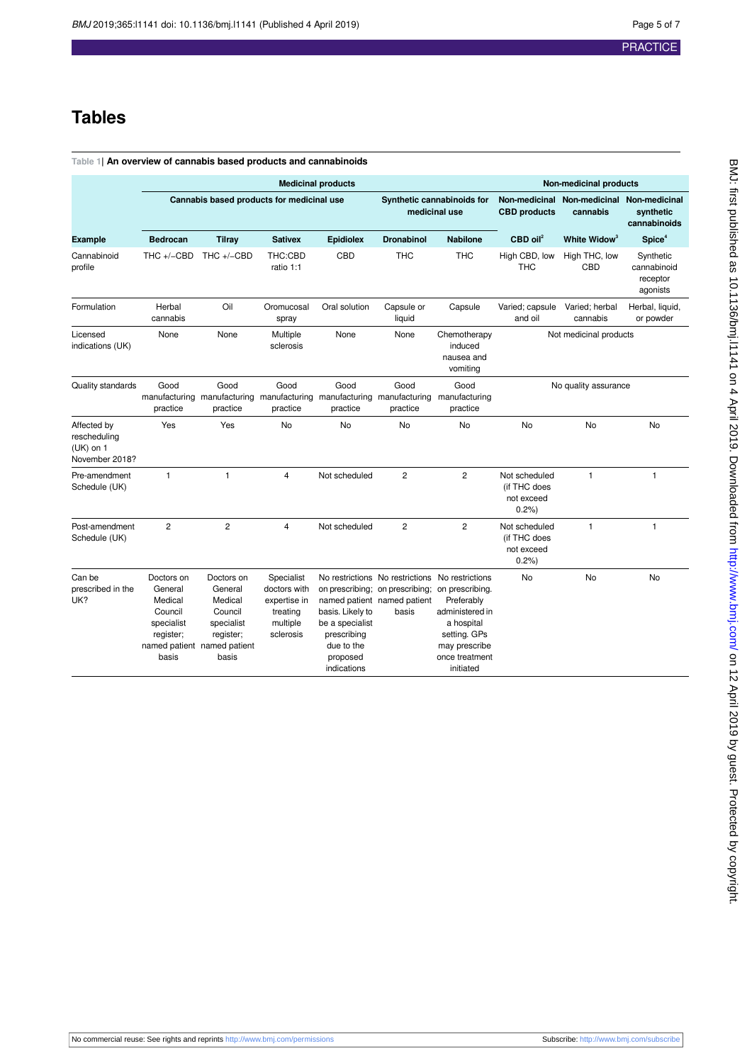# Tables

**Table 1| An overview of cannabis based products and cannabinoids**

| | Medicinal products | | | | | | Non-medicinal products | | |
|---|---|---|---|---|---|---|---|---|---|
| | Cannabis based products for medicinal use | | | | Synthetic cannabinoids for medicinal use | | Non-medicinal CBD products | Non-medicinal cannabis | Non-medicinal synthetic cannabinoids |
| **Example** | **Bedrocan** | **Tilray** | **Sativex** | **Epidiolex** | **Dronabinol** | **Nabilone** | **CBD oil**[2] | **White Widow**[3] | **Spice**[4] |
| Cannabinoid profile | THC +/−CBD | THC +/−CBD | THC:CBD ratio 1:1 | CBD | THC | THC | High CBD, low THC | High THC, low CBD | Synthetic cannabinoid receptor agonists |
| Formulation | Herbal cannabis | Oil | Oromucosal spray | Oral solution | Capsule or liquid | Capsule | Varied; capsule and oil | Varied; herbal cannabis | Herbal, liquid, or powder |
| Licensed indications (UK) | None | None | Multiple sclerosis | None | None | Chemotherapy induced nausea and vomiting | Not medicinal products | | |
| Quality standards | Good manufacturing practice | Good manufacturing practice | Good manufacturing practice | Good manufacturing practice | Good manufacturing practice | Good manufacturing practice | No quality assurance | | |
| Affected by rescheduling (UK) on 1 November 2018? | Yes | Yes | No | No | No | No | No | No | No |
| Pre-amendment Schedule (UK) | 1 | 1 | 4 | Not scheduled | 2 | 2 | Not scheduled (if THC does not exceed 0.2%) | 1 | 1 |
| Post-amendment Schedule (UK) | 2 | 2 | 4 | Not scheduled | 2 | 2 | Not scheduled (if THC does not exceed 0.2%) | 1 | 1 |
| Can be prescribed in the UK? | Doctors on General Medical Council specialist register; named patient basis | Doctors on General Medical Council specialist register; named patient basis | Specialist doctors with expertise in treating multiple sclerosis | No restrictions on prescribing; named patient basis. Likely to be a specialist prescribing due to the proposed indications | No restrictions on prescribing; named patient basis | No restrictions on prescribing. Preferably administered in a hospital setting. GPs may prescribe once treatment initiated | No | No | No |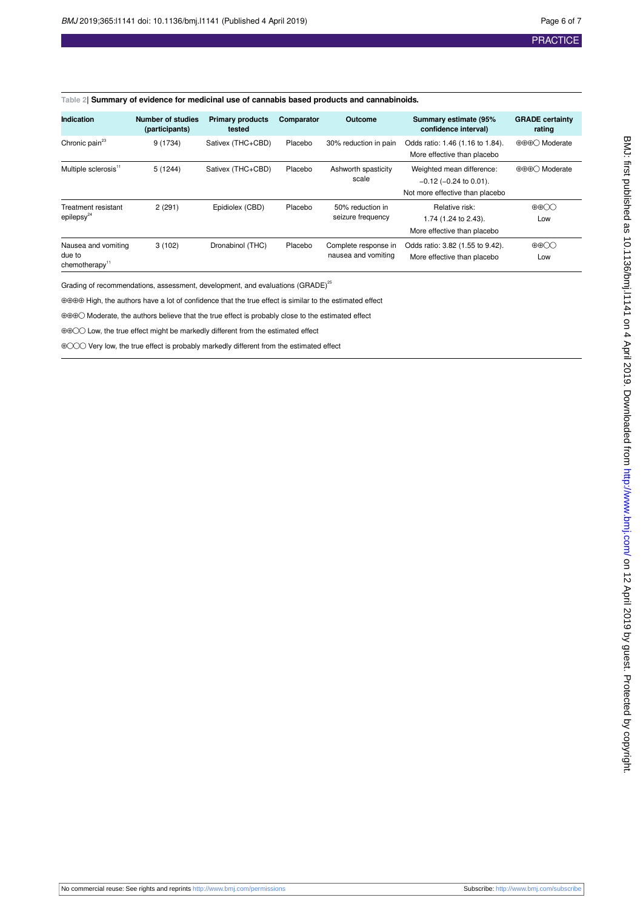**Table 2| Summary of evidence for medicinal use of cannabis based products and cannabinoids.**

| Indication | Number of studies (participants) | Primary products tested | Comparator | Outcome | Summary estimate (95% confidence interval) | GRADE certainty rating |
|---|---|---|---|---|---|---|
| Chronic pain[23] | 9 (1734) | Sativex (THC+CBD) | Placebo | 30% reduction in pain | Odds ratio: 1.46 (1.16 to 1.84). More effective than placebo | ⊕⊕⊕◯ Moderate |
| Multiple sclerosis[11] | 5 (1244) | Sativex (THC+CBD) | Placebo | Ashworth spasticity scale | Weighted mean difference: −0.12 (−0.24 to 0.01). Not more effective than placebo | ⊕⊕⊕◯ Moderate |
| Treatment resistant epilepsy[24] | 2 (291) | Epidiolex (CBD) | Placebo | 50% reduction in seizure frequency | Relative risk: 1.74 (1.24 to 2.43). More effective than placebo | ⊕⊕◯◯ Low |
| Nausea and vomiting due to chemotherapy[11] | 3 (102) | Dronabinol (THC) | Placebo | Complete response in nausea and vomiting | Odds ratio: 3.82 (1.55 to 9.42). More effective than placebo | ⊕⊕◯◯ Low |

Grading of recommendations, assessment, development, and evaluations (GRADE)[25]

⊕⊕⊕⊕ High, the authors have a lot of confidence that the true effect is similar to the estimated effect

⊕⊕⊕◯ Moderate, the authors believe that the true effect is probably close to the estimated effect

⊕⊕◯◯ Low, the true effect might be markedly different from the estimated effect

⊕◯◯◯ Very low, the true effect is probably markedly different from the estimated effect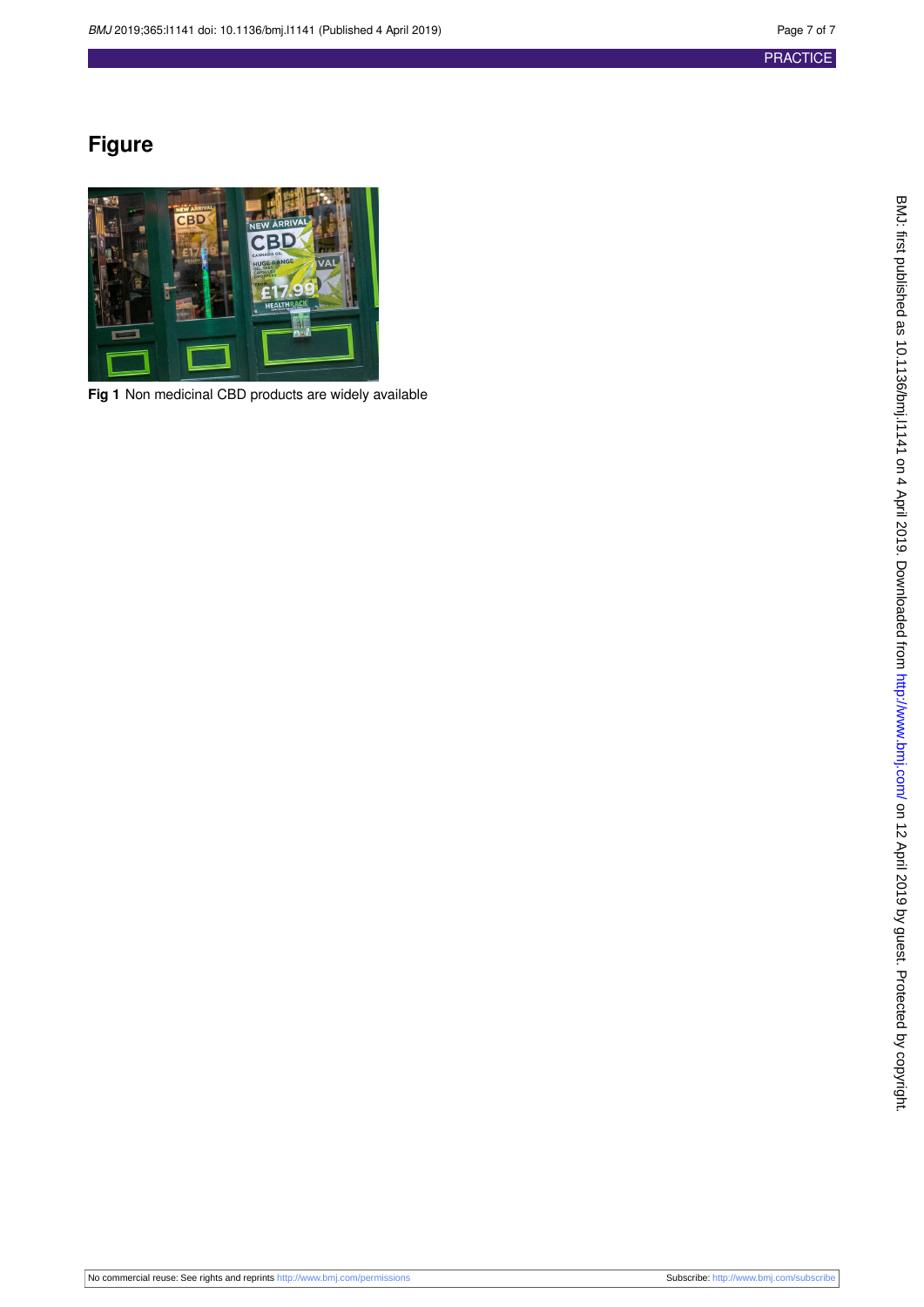## Figure

**Fig 1** Non medicinal CBD products are widely available